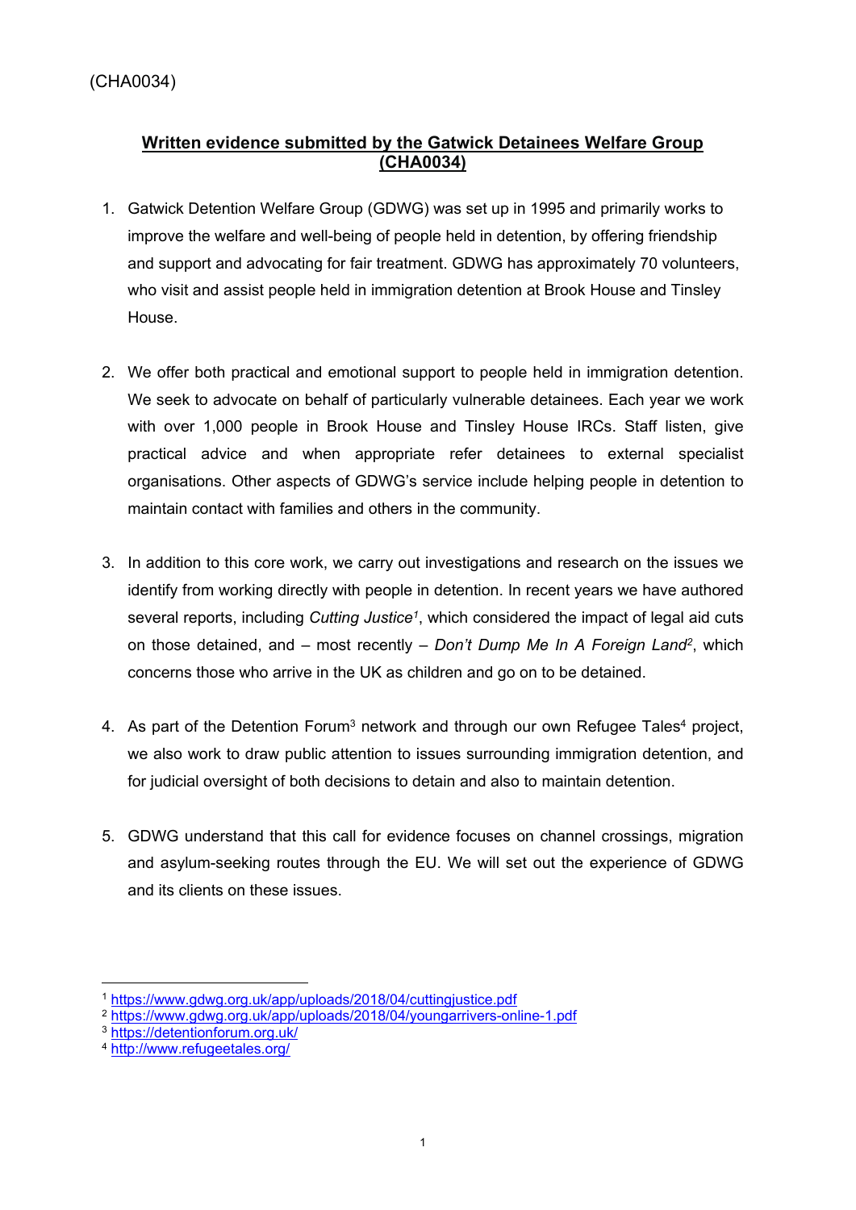(CHA0034)

## **Written evidence submitted by the Gatwick Detainees Welfare Group (CHA0034)**

1. Gatwick Detention Welfare Group (GDWG) was set up in 1995 and primarily works to improve the welfare and well-being of people held in detention, by offering friendship and support and advocating for fair treatment. GDWG has approximately 70 volunteers, who visit and assist people held in immigration detention at Brook House and Tinsley House.

2. We offer both practical and emotional support to people held in immigration detention. We seek to advocate on behalf of particularly vulnerable detainees. Each year we work with over 1,000 people in Brook House and Tinsley House IRCs. Staff listen, give practical advice and when appropriate refer detainees to external specialist organisations. Other aspects of GDWG's service include helping people in detention to maintain contact with families and others in the community.

3. In addition to this core work, we carry out investigations and research on the issues we identify from working directly with people in detention. In recent years we have authored several reports, including *Cutting Justice*[1], which considered the impact of legal aid cuts on those detained, and – most recently – *Don't Dump Me In A Foreign Land*[2], which concerns those who arrive in the UK as children and go on to be detained.

4. As part of the Detention Forum[3] network and through our own Refugee Tales[4] project, we also work to draw public attention to issues surrounding immigration detention, and for judicial oversight of both decisions to detain and also to maintain detention.

5. GDWG understand that this call for evidence focuses on channel crossings, migration and asylum-seeking routes through the EU. We will set out the experience of GDWG and its clients on these issues.

---

[1] https://www.gdwg.org.uk/app/uploads/2018/04/cuttingjustice.pdf
[2] https://www.gdwg.org.uk/app/uploads/2018/04/youngarrivers-online-1.pdf
[3] https://detentionforum.org.uk/
[4] http://www.refugeetales.org/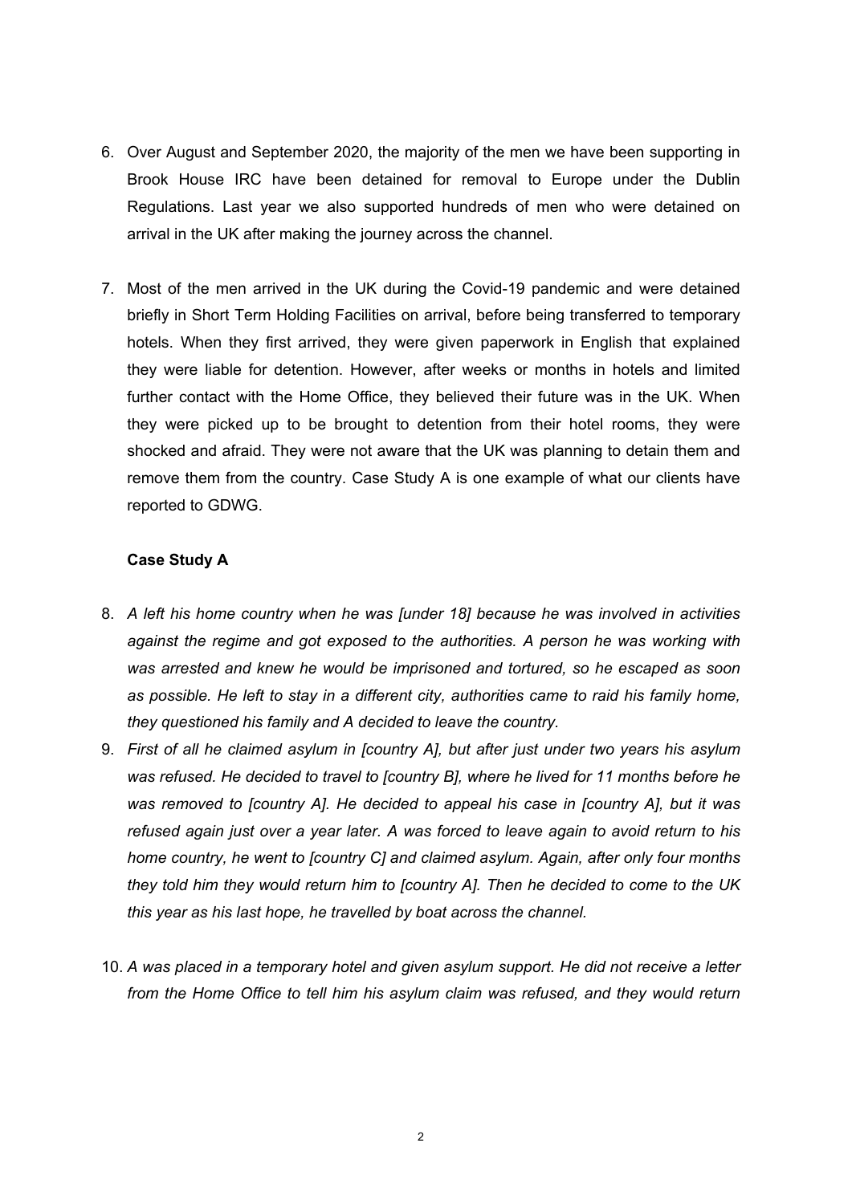6. Over August and September 2020, the majority of the men we have been supporting in Brook House IRC have been detained for removal to Europe under the Dublin Regulations. Last year we also supported hundreds of men who were detained on arrival in the UK after making the journey across the channel.

7. Most of the men arrived in the UK during the Covid-19 pandemic and were detained briefly in Short Term Holding Facilities on arrival, before being transferred to temporary hotels. When they first arrived, they were given paperwork in English that explained they were liable for detention. However, after weeks or months in hotels and limited further contact with the Home Office, they believed their future was in the UK. When they were picked up to be brought to detention from their hotel rooms, they were shocked and afraid. They were not aware that the UK was planning to detain them and remove them from the country. Case Study A is one example of what our clients have reported to GDWG.

**Case Study A**

8. *A left his home country when he was [under 18] because he was involved in activities against the regime and got exposed to the authorities. A person he was working with was arrested and knew he would be imprisoned and tortured, so he escaped as soon as possible. He left to stay in a different city, authorities came to raid his family home, they questioned his family and A decided to leave the country.*

9. *First of all he claimed asylum in [country A], but after just under two years his asylum was refused. He decided to travel to [country B], where he lived for 11 months before he was removed to [country A]. He decided to appeal his case in [country A], but it was refused again just over a year later. A was forced to leave again to avoid return to his home country, he went to [country C] and claimed asylum. Again, after only four months they told him they would return him to [country A]. Then he decided to come to the UK this year as his last hope, he travelled by boat across the channel.*

10. *A was placed in a temporary hotel and given asylum support. He did not receive a letter from the Home Office to tell him his asylum claim was refused, and they would return*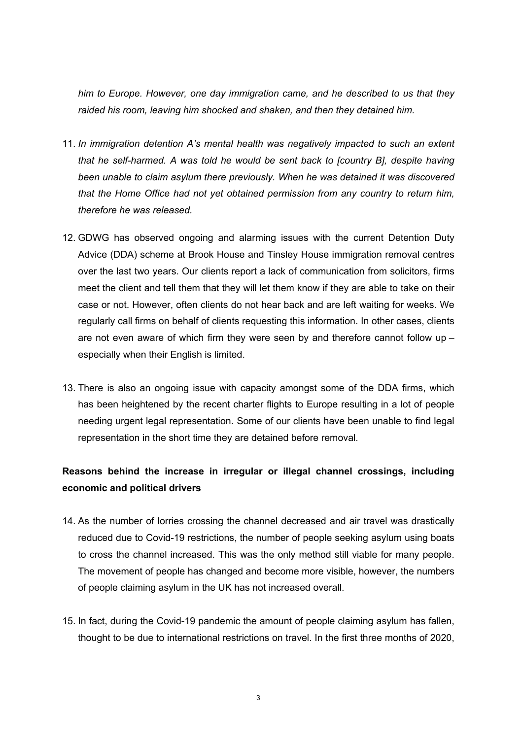*him to Europe. However, one day immigration came, and he described to us that they raided his room, leaving him shocked and shaken, and then they detained him.*

11. *In immigration detention A's mental health was negatively impacted to such an extent that he self-harmed. A was told he would be sent back to [country B], despite having been unable to claim asylum there previously. When he was detained it was discovered that the Home Office had not yet obtained permission from any country to return him, therefore he was released.*

12. GDWG has observed ongoing and alarming issues with the current Detention Duty Advice (DDA) scheme at Brook House and Tinsley House immigration removal centres over the last two years. Our clients report a lack of communication from solicitors, firms meet the client and tell them that they will let them know if they are able to take on their case or not. However, often clients do not hear back and are left waiting for weeks. We regularly call firms on behalf of clients requesting this information. In other cases, clients are not even aware of which firm they were seen by and therefore cannot follow up – especially when their English is limited.

13. There is also an ongoing issue with capacity amongst some of the DDA firms, which has been heightened by the recent charter flights to Europe resulting in a lot of people needing urgent legal representation. Some of our clients have been unable to find legal representation in the short time they are detained before removal.

**Reasons behind the increase in irregular or illegal channel crossings, including economic and political drivers**

14. As the number of lorries crossing the channel decreased and air travel was drastically reduced due to Covid-19 restrictions, the number of people seeking asylum using boats to cross the channel increased. This was the only method still viable for many people. The movement of people has changed and become more visible, however, the numbers of people claiming asylum in the UK has not increased overall.

15. In fact, during the Covid-19 pandemic the amount of people claiming asylum has fallen, thought to be due to international restrictions on travel. In the first three months of 2020,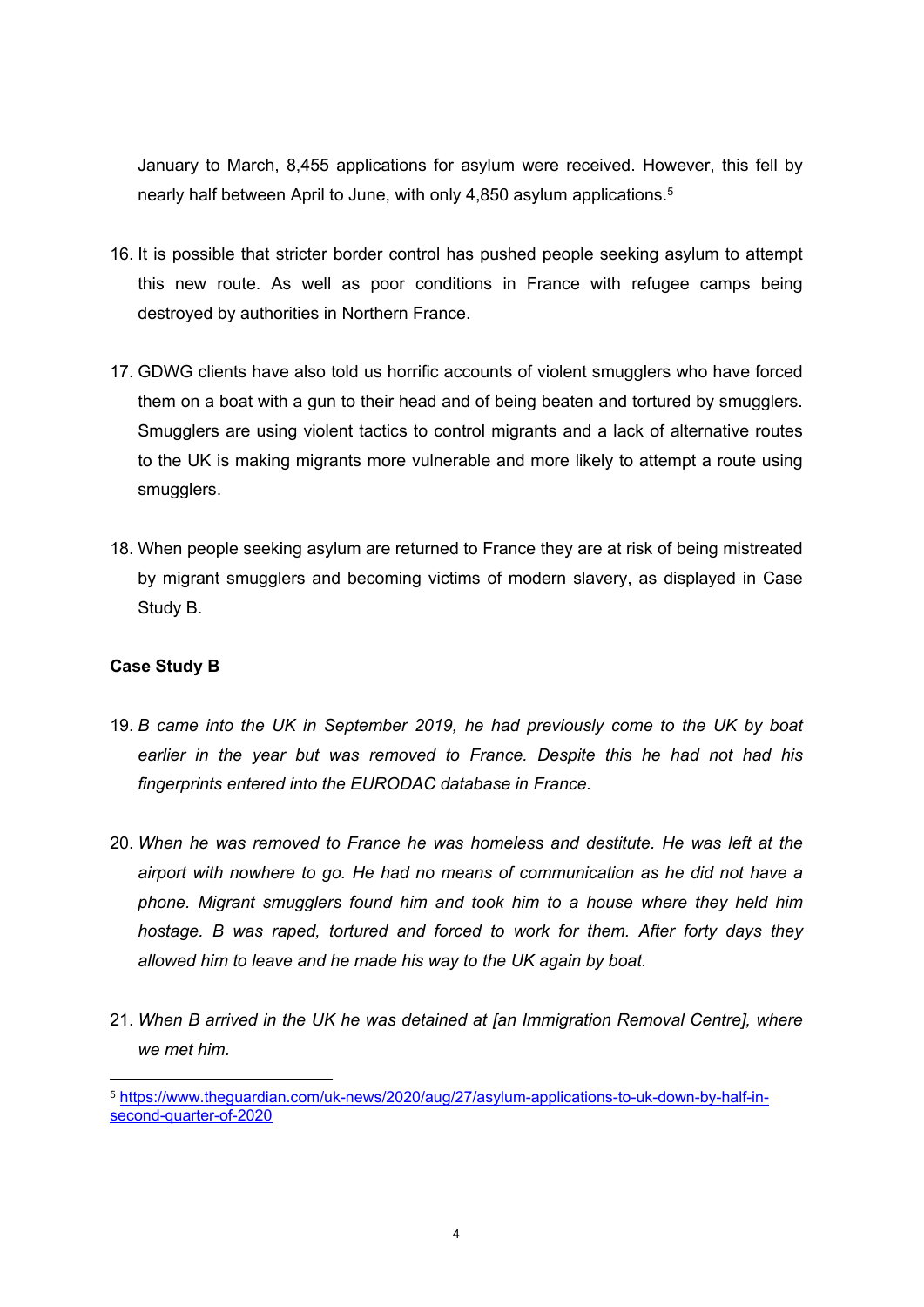January to March, 8,455 applications for asylum were received. However, this fell by nearly half between April to June, with only 4,850 asylum applications.[5]

16. It is possible that stricter border control has pushed people seeking asylum to attempt this new route. As well as poor conditions in France with refugee camps being destroyed by authorities in Northern France.

17. GDWG clients have also told us horrific accounts of violent smugglers who have forced them on a boat with a gun to their head and of being beaten and tortured by smugglers. Smugglers are using violent tactics to control migrants and a lack of alternative routes to the UK is making migrants more vulnerable and more likely to attempt a route using smugglers.

18. When people seeking asylum are returned to France they are at risk of being mistreated by migrant smugglers and becoming victims of modern slavery, as displayed in Case Study B.

**Case Study B**

19. *B came into the UK in September 2019, he had previously come to the UK by boat earlier in the year but was removed to France. Despite this he had not had his fingerprints entered into the EURODAC database in France.*

20. *When he was removed to France he was homeless and destitute. He was left at the airport with nowhere to go. He had no means of communication as he did not have a phone. Migrant smugglers found him and took him to a house where they held him hostage. B was raped, tortured and forced to work for them. After forty days they allowed him to leave and he made his way to the UK again by boat.*

21. *When B arrived in the UK he was detained at [an Immigration Removal Centre], where we met him.*

---

[5] https://www.theguardian.com/uk-news/2020/aug/27/asylum-applications-to-uk-down-by-half-in-second-quarter-of-2020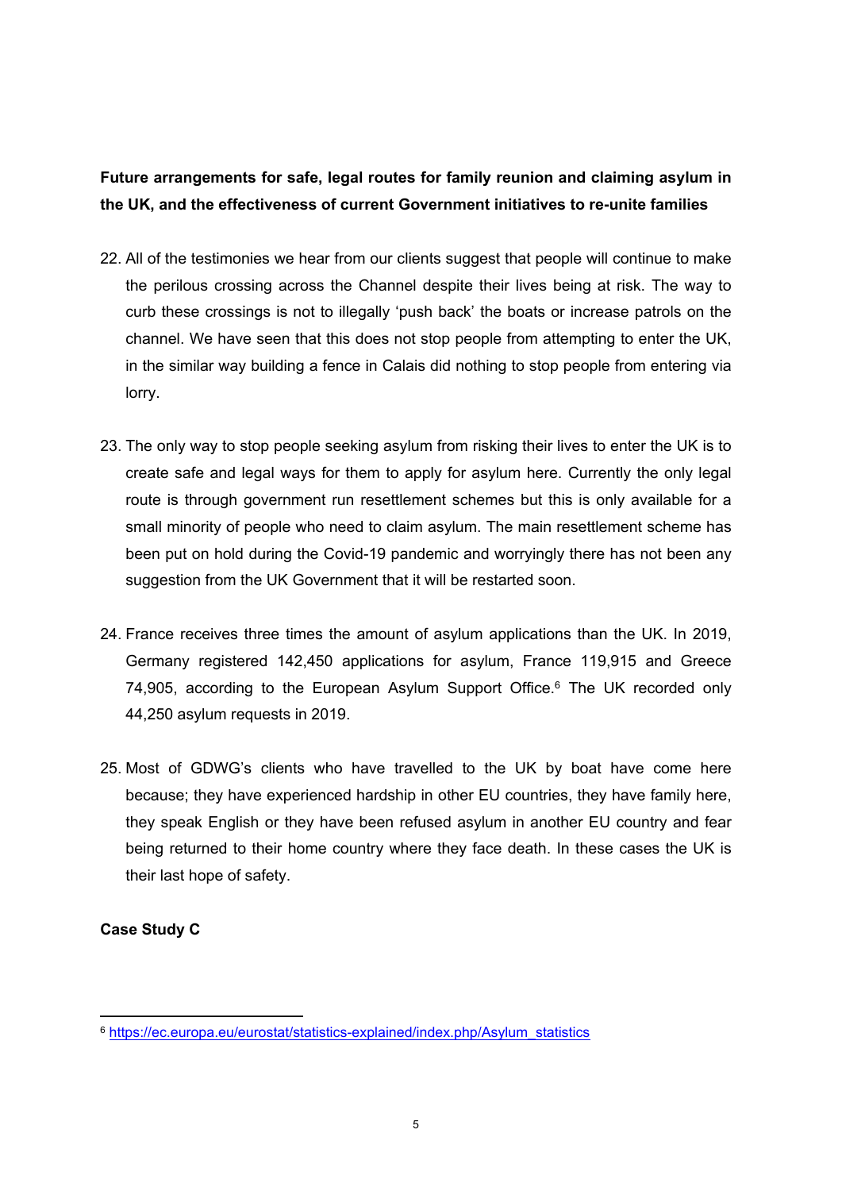**Future arrangements for safe, legal routes for family reunion and claiming asylum in the UK, and the effectiveness of current Government initiatives to re-unite families**

22. All of the testimonies we hear from our clients suggest that people will continue to make the perilous crossing across the Channel despite their lives being at risk. The way to curb these crossings is not to illegally 'push back' the boats or increase patrols on the channel. We have seen that this does not stop people from attempting to enter the UK, in the similar way building a fence in Calais did nothing to stop people from entering via lorry.

23. The only way to stop people seeking asylum from risking their lives to enter the UK is to create safe and legal ways for them to apply for asylum here. Currently the only legal route is through government run resettlement schemes but this is only available for a small minority of people who need to claim asylum. The main resettlement scheme has been put on hold during the Covid-19 pandemic and worryingly there has not been any suggestion from the UK Government that it will be restarted soon.

24. France receives three times the amount of asylum applications than the UK. In 2019, Germany registered 142,450 applications for asylum, France 119,915 and Greece 74,905, according to the European Asylum Support Office.[6] The UK recorded only 44,250 asylum requests in 2019.

25. Most of GDWG's clients who have travelled to the UK by boat have come here because; they have experienced hardship in other EU countries, they have family here, they speak English or they have been refused asylum in another EU country and fear being returned to their home country where they face death. In these cases the UK is their last hope of safety.

**Case Study C**

---

[6] https://ec.europa.eu/eurostat/statistics-explained/index.php/Asylum_statistics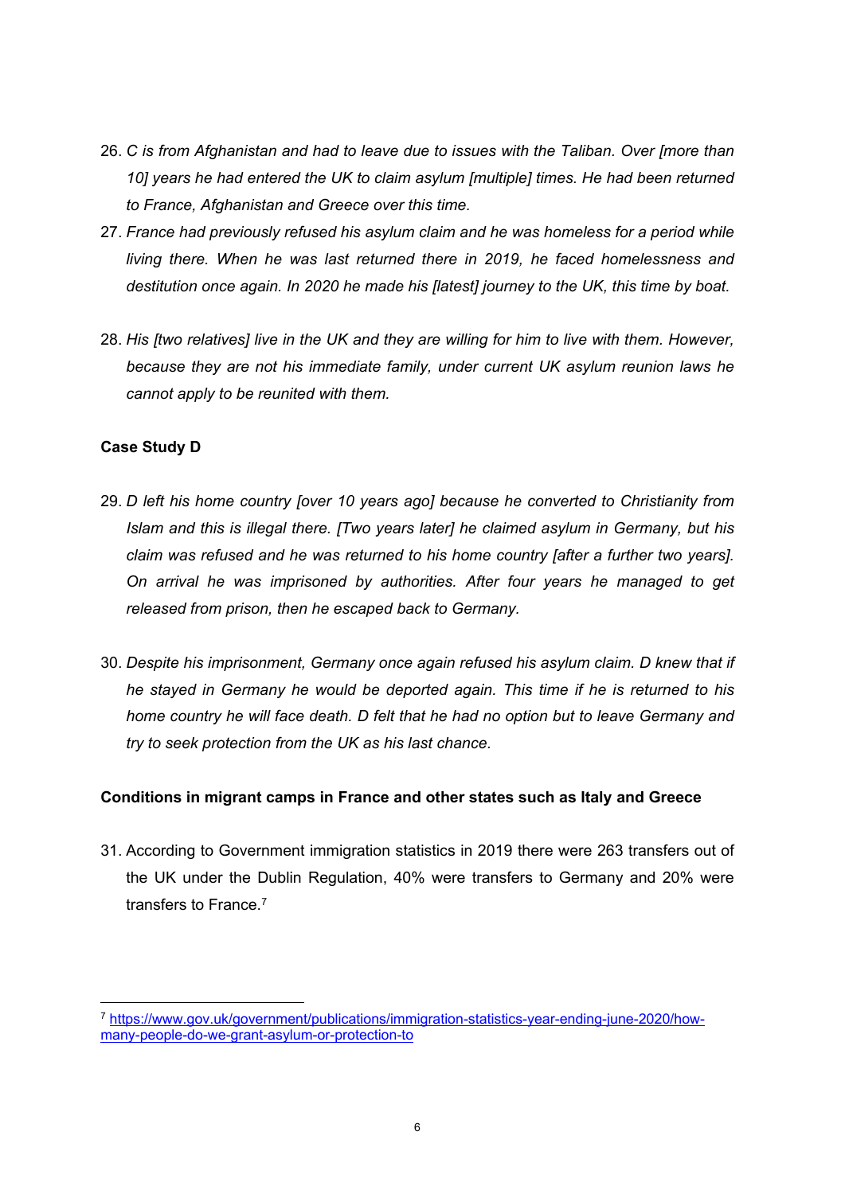26. *C is from Afghanistan and had to leave due to issues with the Taliban. Over [more than 10] years he had entered the UK to claim asylum [multiple] times. He had been returned to France, Afghanistan and Greece over this time.*
27. *France had previously refused his asylum claim and he was homeless for a period while living there. When he was last returned there in 2019, he faced homelessness and destitution once again. In 2020 he made his [latest] journey to the UK, this time by boat.*
28. *His [two relatives] live in the UK and they are willing for him to live with them. However, because they are not his immediate family, under current UK asylum reunion laws he cannot apply to be reunited with them.*

**Case Study D**

29. *D left his home country [over 10 years ago] because he converted to Christianity from Islam and this is illegal there. [Two years later] he claimed asylum in Germany, but his claim was refused and he was returned to his home country [after a further two years]. On arrival he was imprisoned by authorities. After four years he managed to get released from prison, then he escaped back to Germany.*
30. *Despite his imprisonment, Germany once again refused his asylum claim. D knew that if he stayed in Germany he would be deported again. This time if he is returned to his home country he will face death. D felt that he had no option but to leave Germany and try to seek protection from the UK as his last chance.*

**Conditions in migrant camps in France and other states such as Italy and Greece**

31. According to Government immigration statistics in 2019 there were 263 transfers out of the UK under the Dublin Regulation, 40% were transfers to Germany and 20% were transfers to France.[7]

[7] https://www.gov.uk/government/publications/immigration-statistics-year-ending-june-2020/how-many-people-do-we-grant-asylum-or-protection-to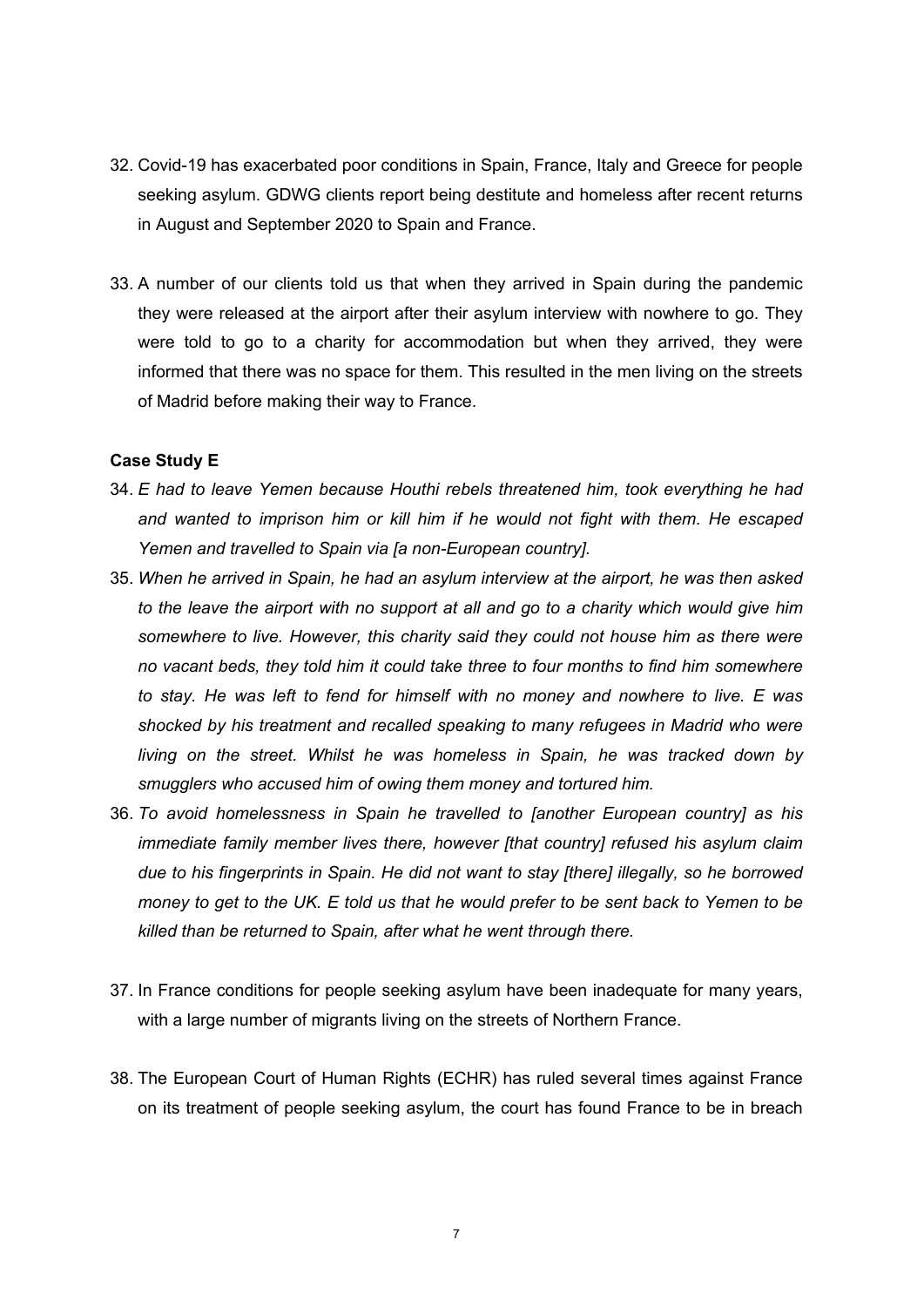32. Covid-19 has exacerbated poor conditions in Spain, France, Italy and Greece for people seeking asylum. GDWG clients report being destitute and homeless after recent returns in August and September 2020 to Spain and France.

33. A number of our clients told us that when they arrived in Spain during the pandemic they were released at the airport after their asylum interview with nowhere to go. They were told to go to a charity for accommodation but when they arrived, they were informed that there was no space for them. This resulted in the men living on the streets of Madrid before making their way to France.

**Case Study E**

34. *E had to leave Yemen because Houthi rebels threatened him, took everything he had and wanted to imprison him or kill him if he would not fight with them. He escaped Yemen and travelled to Spain via [a non-European country].*
35. *When he arrived in Spain, he had an asylum interview at the airport, he was then asked to the leave the airport with no support at all and go to a charity which would give him somewhere to live. However, this charity said they could not house him as there were no vacant beds, they told him it could take three to four months to find him somewhere to stay. He was left to fend for himself with no money and nowhere to live. E was shocked by his treatment and recalled speaking to many refugees in Madrid who were living on the street. Whilst he was homeless in Spain, he was tracked down by smugglers who accused him of owing them money and tortured him.*
36. *To avoid homelessness in Spain he travelled to [another European country] as his immediate family member lives there, however [that country] refused his asylum claim due to his fingerprints in Spain. He did not want to stay [there] illegally, so he borrowed money to get to the UK. E told us that he would prefer to be sent back to Yemen to be killed than be returned to Spain, after what he went through there.*

37. In France conditions for people seeking asylum have been inadequate for many years, with a large number of migrants living on the streets of Northern France.

38. The European Court of Human Rights (ECHR) has ruled several times against France on its treatment of people seeking asylum, the court has found France to be in breach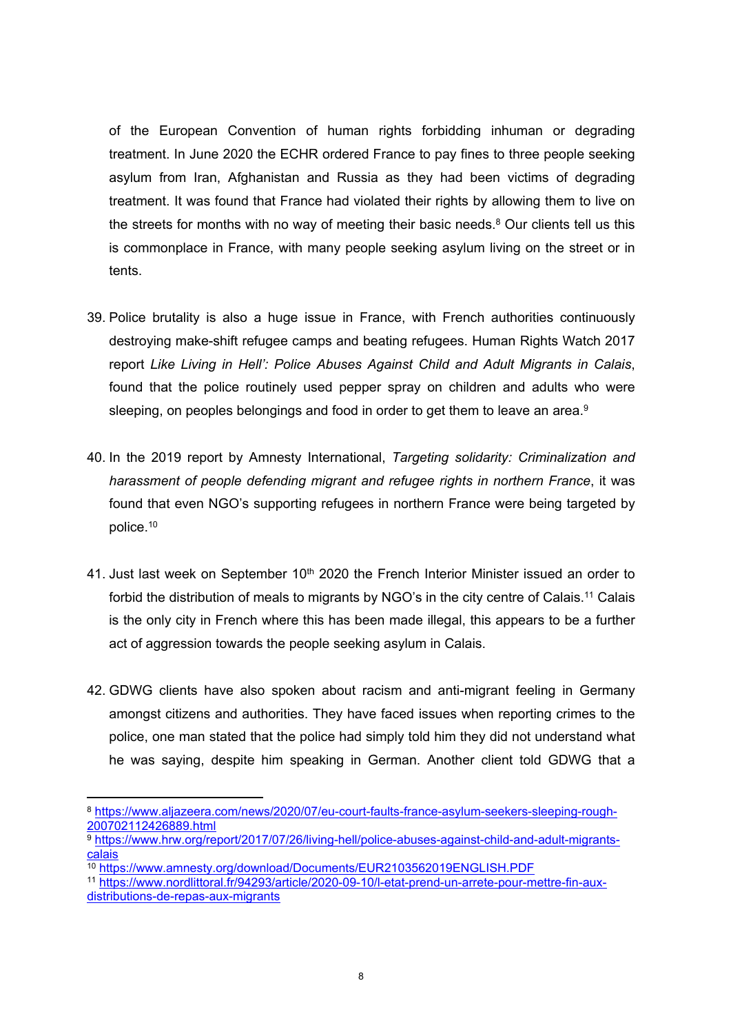of the European Convention of human rights forbidding inhuman or degrading treatment. In June 2020 the ECHR ordered France to pay fines to three people seeking asylum from Iran, Afghanistan and Russia as they had been victims of degrading treatment. It was found that France had violated their rights by allowing them to live on the streets for months with no way of meeting their basic needs.[8] Our clients tell us this is commonplace in France, with many people seeking asylum living on the street or in tents.

39. Police brutality is also a huge issue in France, with French authorities continuously destroying make-shift refugee camps and beating refugees. Human Rights Watch 2017 report *Like Living in Hell': Police Abuses Against Child and Adult Migrants in Calais*, found that the police routinely used pepper spray on children and adults who were sleeping, on peoples belongings and food in order to get them to leave an area.[9]

40. In the 2019 report by Amnesty International, *Targeting solidarity: Criminalization and harassment of people defending migrant and refugee rights in northern France*, it was found that even NGO's supporting refugees in northern France were being targeted by police.[10]

41. Just last week on September 10th 2020 the French Interior Minister issued an order to forbid the distribution of meals to migrants by NGO's in the city centre of Calais.[11] Calais is the only city in French where this has been made illegal, this appears to be a further act of aggression towards the people seeking asylum in Calais.

42. GDWG clients have also spoken about racism and anti-migrant feeling in Germany amongst citizens and authorities. They have faced issues when reporting crimes to the police, one man stated that the police had simply told him they did not understand what he was saying, despite him speaking in German. Another client told GDWG that a

---

[8] https://www.aljazeera.com/news/2020/07/eu-court-faults-france-asylum-seekers-sleeping-rough-200702112426889.html

[9] https://www.hrw.org/report/2017/07/26/living-hell/police-abuses-against-child-and-adult-migrants-calais

[10] https://www.amnesty.org/download/Documents/EUR2103562019ENGLISH.PDF

[11] https://www.nordlittoral.fr/94293/article/2020-09-10/l-etat-prend-un-arrete-pour-mettre-fin-aux-distributions-de-repas-aux-migrants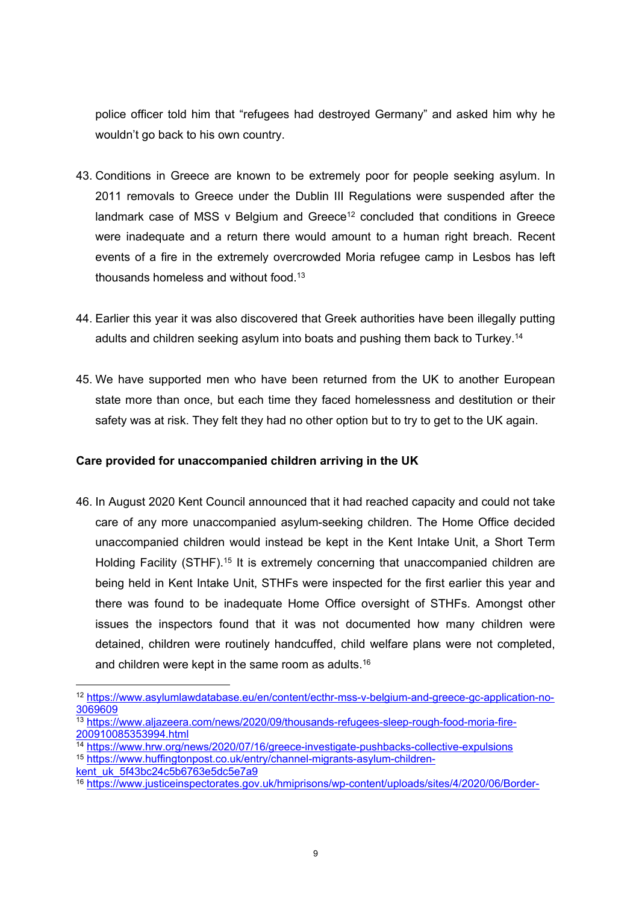police officer told him that "refugees had destroyed Germany" and asked him why he wouldn't go back to his own country.

43. Conditions in Greece are known to be extremely poor for people seeking asylum. In 2011 removals to Greece under the Dublin III Regulations were suspended after the landmark case of MSS v Belgium and Greece[12] concluded that conditions in Greece were inadequate and a return there would amount to a human right breach. Recent events of a fire in the extremely overcrowded Moria refugee camp in Lesbos has left thousands homeless and without food.[13]

44. Earlier this year it was also discovered that Greek authorities have been illegally putting adults and children seeking asylum into boats and pushing them back to Turkey.[14]

45. We have supported men who have been returned from the UK to another European state more than once, but each time they faced homelessness and destitution or their safety was at risk. They felt they had no other option but to try to get to the UK again.

**Care provided for unaccompanied children arriving in the UK**

46. In August 2020 Kent Council announced that it had reached capacity and could not take care of any more unaccompanied asylum-seeking children. The Home Office decided unaccompanied children would instead be kept in the Kent Intake Unit, a Short Term Holding Facility (STHF).[15] It is extremely concerning that unaccompanied children are being held in Kent Intake Unit, STHFs were inspected for the first earlier this year and there was found to be inadequate Home Office oversight of STHFs. Amongst other issues the inspectors found that it was not documented how many children were detained, children were routinely handcuffed, child welfare plans were not completed, and children were kept in the same room as adults.[16]

---

[12] https://www.asylumlawdatabase.eu/en/content/ecthr-mss-v-belgium-and-greece-gc-application-no-3069609

[13] https://www.aljazeera.com/news/2020/09/thousands-refugees-sleep-rough-food-moria-fire-200910085353994.html

[14] https://www.hrw.org/news/2020/07/16/greece-investigate-pushbacks-collective-expulsions

[15] https://www.huffingtonpost.co.uk/entry/channel-migrants-asylum-children-kent_uk_5f43bc24c5b6763e5dc5e7a9

[16] https://www.justiceinspectorates.gov.uk/hmiprisons/wp-content/uploads/sites/4/2020/06/Border-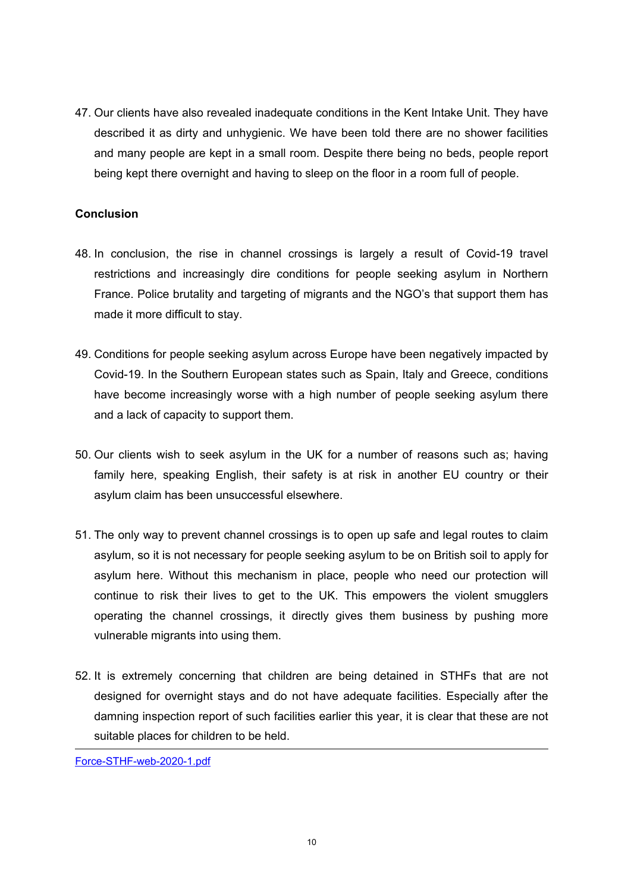47. Our clients have also revealed inadequate conditions in the Kent Intake Unit. They have described it as dirty and unhygienic. We have been told there are no shower facilities and many people are kept in a small room. Despite there being no beds, people report being kept there overnight and having to sleep on the floor in a room full of people.

**Conclusion**

48. In conclusion, the rise in channel crossings is largely a result of Covid-19 travel restrictions and increasingly dire conditions for people seeking asylum in Northern France. Police brutality and targeting of migrants and the NGO's that support them has made it more difficult to stay.

49. Conditions for people seeking asylum across Europe have been negatively impacted by Covid-19. In the Southern European states such as Spain, Italy and Greece, conditions have become increasingly worse with a high number of people seeking asylum there and a lack of capacity to support them.

50. Our clients wish to seek asylum in the UK for a number of reasons such as; having family here, speaking English, their safety is at risk in another EU country or their asylum claim has been unsuccessful elsewhere.

51. The only way to prevent channel crossings is to open up safe and legal routes to claim asylum, so it is not necessary for people seeking asylum to be on British soil to apply for asylum here. Without this mechanism in place, people who need our protection will continue to risk their lives to get to the UK. This empowers the violent smugglers operating the channel crossings, it directly gives them business by pushing more vulnerable migrants into using them.

52. It is extremely concerning that children are being detained in STHFs that are not designed for overnight stays and do not have adequate facilities. Especially after the damning inspection report of such facilities earlier this year, it is clear that these are not suitable places for children to be held.

---

Force-STHF-web-2020-1.pdf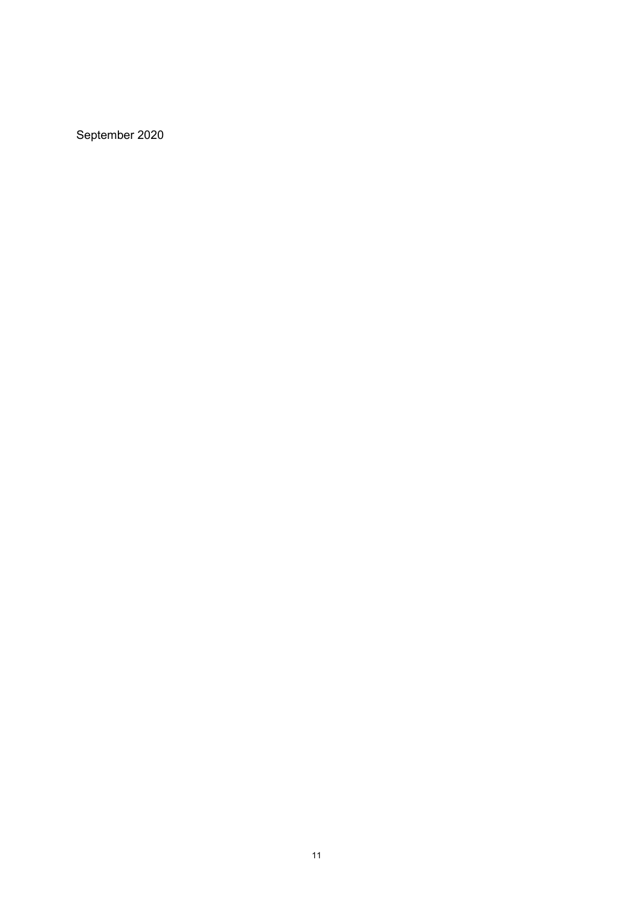September 2020